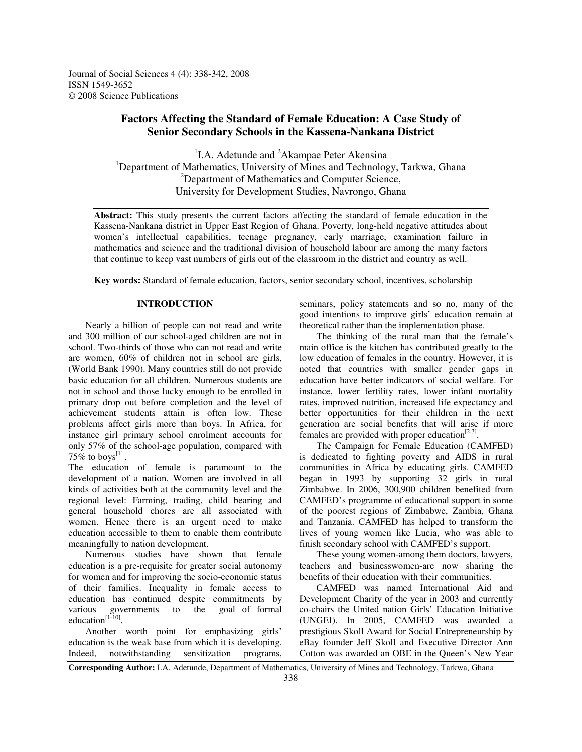# Factors Affecting the Standard of Female Education: A Case Study of Senior Secondary Schools in the Kassena-Nankana District

[1]I.A. Adetunde and [2]Akampae Peter Akensina

[1]Department of Mathematics, University of Mines and Technology, Tarkwa, Ghana

[2]Department of Mathematics and Computer Science, University for Development Studies, Navrongo, Ghana

**Abstract:** This study presents the current factors affecting the standard of female education in the Kassena-Nankana district in Upper East Region of Ghana. Poverty, long-held negative attitudes about women's intellectual capabilities, teenage pregnancy, early marriage, examination failure in mathematics and science and the traditional division of household labour are among the many factors that continue to keep vast numbers of girls out of the classroom in the district and country as well.

**Key words:** Standard of female education, factors, senior secondary school, incentives, scholarship

## INTRODUCTION

Nearly a billion of people can not read and write and 300 million of our school-aged children are not in school. Two-thirds of those who can not read and write are women, 60% of children not in school are girls, (World Bank 1990). Many countries still do not provide basic education for all children. Numerous students are not in school and those lucky enough to be enrolled in primary drop out before completion and the level of achievement students attain is often low. These problems affect girls more than boys. In Africa, for instance girl primary school enrolment accounts for only 57% of the school-age population, compared with 75% to boys[1].

The education of female is paramount to the development of a nation. Women are involved in all kinds of activities both at the community level and the regional level: Farming, trading, child bearing and general household chores are all associated with women. Hence there is an urgent need to make education accessible to them to enable them contribute meaningfully to nation development.

Numerous studies have shown that female education is a pre-requisite for greater social autonomy for women and for improving the socio-economic status of their families. Inequality in female access to education has continued despite commitments by various governments to the goal of formal education[1-10].

Another worth point for emphasizing girls' education is the weak base from which it is developing. Indeed, notwithstanding sensitization programs, seminars, policy statements and so no, many of the good intentions to improve girls' education remain at theoretical rather than the implementation phase.

The thinking of the rural man that the female's main office is the kitchen has contributed greatly to the low education of females in the country. However, it is noted that countries with smaller gender gaps in education have better indicators of social welfare. For instance, lower fertility rates, lower infant mortality rates, improved nutrition, increased life expectancy and better opportunities for their children in the next generation are social benefits that will arise if more females are provided with proper education[2,3].

The Campaign for Female Education (CAMFED) is dedicated to fighting poverty and AIDS in rural communities in Africa by educating girls. CAMFED began in 1993 by supporting 32 girls in rural Zimbabwe. In 2006, 300,900 children benefited from CAMFED's programme of educational support in some of the poorest regions of Zimbabwe, Zambia, Ghana and Tanzania. CAMFED has helped to transform the lives of young women like Lucia, who was able to finish secondary school with CAMFED's support.

These young women-among them doctors, lawyers, teachers and businesswomen-are now sharing the benefits of their education with their communities.

CAMFED was named International Aid and Development Charity of the year in 2003 and currently co-chairs the United nation Girls' Education Initiative (UNGEI). In 2005, CAMFED was awarded a prestigious Skoll Award for Social Entrepreneurship by eBay founder Jeff Skoll and Executive Director Ann Cotton was awarded an OBE in the Queen's New Year

**Corresponding Author:** I.A. Adetunde, Department of Mathematics, University of Mines and Technology, Tarkwa, Ghana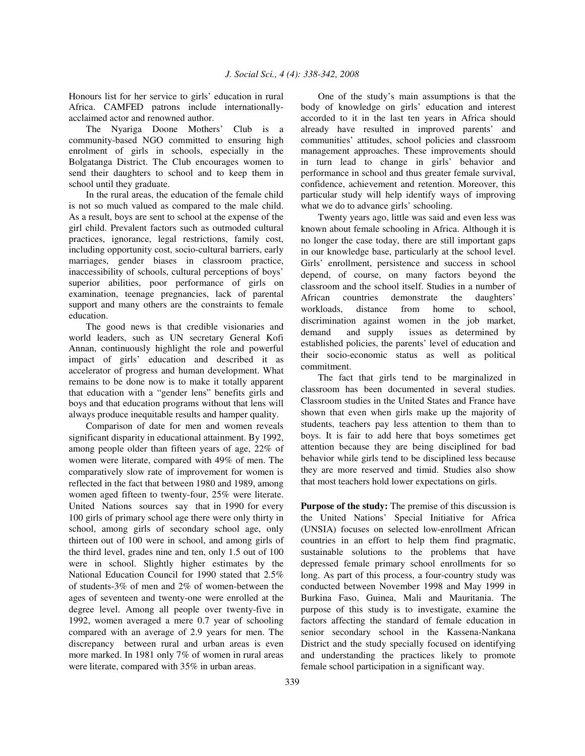Honours list for her service to girls' education in rural Africa. CAMFED patrons include internationally-acclaimed actor and renowned author.

The Nyariga Doone Mothers' Club is a community-based NGO committed to ensuring high enrolment of girls in schools, especially in the Bolgatanga District. The Club encourages women to send their daughters to school and to keep them in school until they graduate.

In the rural areas, the education of the female child is not so much valued as compared to the male child. As a result, boys are sent to school at the expense of the girl child. Prevalent factors such as outmoded cultural practices, ignorance, legal restrictions, family cost, including opportunity cost, socio-cultural barriers, early marriages, gender biases in classroom practice, inaccessibility of schools, cultural perceptions of boys' superior abilities, poor performance of girls on examination, teenage pregnancies, lack of parental support and many others are the constraints to female education.

The good news is that credible visionaries and world leaders, such as UN secretary General Kofi Annan, continuously highlight the role and powerful impact of girls' education and described it as accelerator of progress and human development. What remains to be done now is to make it totally apparent that education with a "gender lens" benefits girls and boys and that education programs without that lens will always produce inequitable results and hamper quality.

Comparison of date for men and women reveals significant disparity in educational attainment. By 1992, among people older than fifteen years of age, 22% of women were literate, compared with 49% of men. The comparatively slow rate of improvement for women is reflected in the fact that between 1980 and 1989, among women aged fifteen to twenty-four, 25% were literate. United Nations sources say that in 1990 for every 100 girls of primary school age there were only thirty in school, among girls of secondary school age, only thirteen out of 100 were in school, and among girls of the third level, grades nine and ten, only 1.5 out of 100 were in school. Slightly higher estimates by the National Education Council for 1990 stated that 2.5% of students-3% of men and 2% of women-between the ages of seventeen and twenty-one were enrolled at the degree level. Among all people over twenty-five in 1992, women averaged a mere 0.7 year of schooling compared with an average of 2.9 years for men. The discrepancy between rural and urban areas is even more marked. In 1981 only 7% of women in rural areas were literate, compared with 35% in urban areas.

One of the study's main assumptions is that the body of knowledge on girls' education and interest accorded to it in the last ten years in Africa should already have resulted in improved parents' and communities' attitudes, school policies and classroom management approaches. These improvements should in turn lead to change in girls' behavior and performance in school and thus greater female survival, confidence, achievement and retention. Moreover, this particular study will help identify ways of improving what we do to advance girls' schooling.

Twenty years ago, little was said and even less was known about female schooling in Africa. Although it is no longer the case today, there are still important gaps in our knowledge base, particularly at the school level. Girls' enrollment, persistence and success in school depend, of course, on many factors beyond the classroom and the school itself. Studies in a number of African countries demonstrate the daughters' workloads, distance from home to school, discrimination against women in the job market, demand and supply issues as determined by established policies, the parents' level of education and their socio-economic status as well as political commitment.

The fact that girls tend to be marginalized in classroom has been documented in several studies. Classroom studies in the United States and France have shown that even when girls make up the majority of students, teachers pay less attention to them than to boys. It is fair to add here that boys sometimes get attention because they are being disciplined for bad behavior while girls tend to be disciplined less because they are more reserved and timid. Studies also show that most teachers hold lower expectations on girls.

**Purpose of the study:** The premise of this discussion is the United Nations' Special Initiative for Africa (UNSIA) focuses on selected low-enrollment African countries in an effort to help them find pragmatic, sustainable solutions to the problems that have depressed female primary school enrollments for so long. As part of this process, a four-country study was conducted between November 1998 and May 1999 in Burkina Faso, Guinea, Mali and Mauritania. The purpose of this study is to investigate, examine the factors affecting the standard of female education in senior secondary school in the Kassena-Nankana District and the study specially focused on identifying and understanding the practices likely to promote female school participation in a significant way.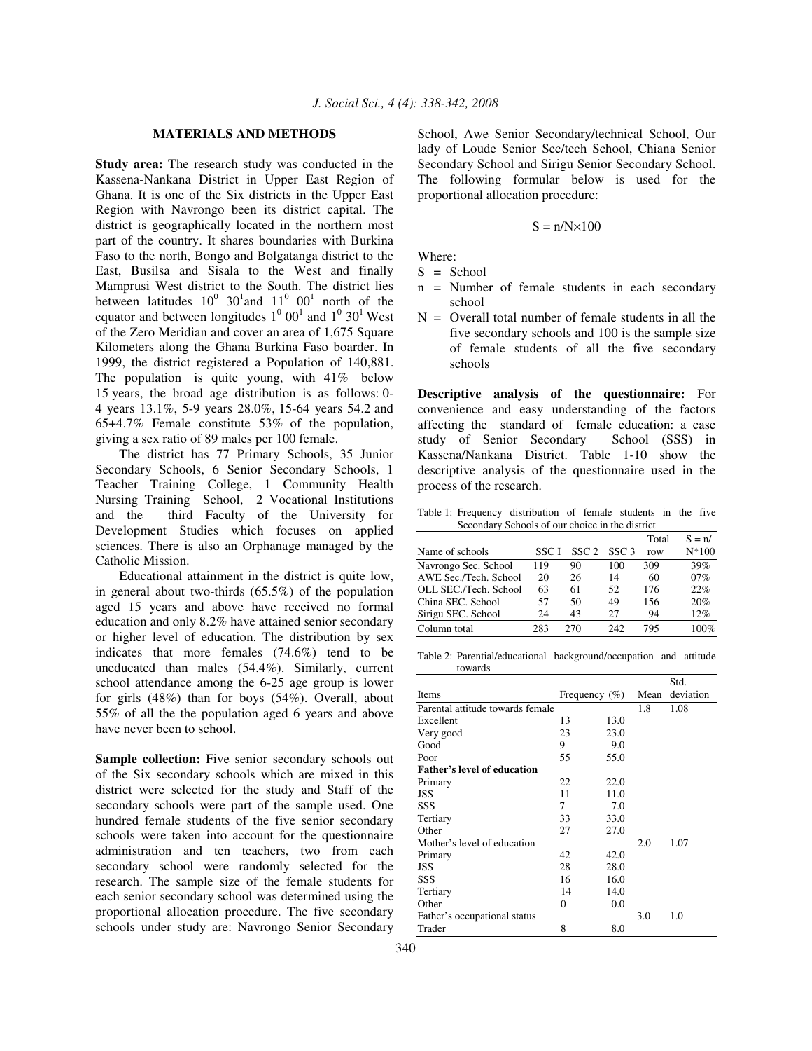## MATERIALS AND METHODS

**Study area:** The research study was conducted in the Kassena-Nankana District in Upper East Region of Ghana. It is one of the Six districts in the Upper East Region with Navrongo been its district capital. The district is geographically located in the northern most part of the country. It shares boundaries with Burkina Faso to the north, Bongo and Bolgatanga district to the East, Busilsa and Sisala to the West and finally Mamprusi West district to the South. The district lies between latitudes $10^0$ $30^1$and $11^0$ $00^1$ north of the equator and between longitudes $1^0$ $00^1$ and $1^0$ $30^1$ West of the Zero Meridian and cover an area of 1,675 Square Kilometers along the Ghana Burkina Faso boarder. In 1999, the district registered a Population of 140,881. The population is quite young, with 41% below 15 years, the broad age distribution is as follows: 0-4 years 13.1%, 5-9 years 28.0%, 15-64 years 54.2 and 65+4.7% Female constitute 53% of the population, giving a sex ratio of 89 males per 100 female.

The district has 77 Primary Schools, 35 Junior Secondary Schools, 6 Senior Secondary Schools, 1 Teacher Training College, 1 Community Health Nursing Training School, 2 Vocational Institutions and the third Faculty of the University for Development Studies which focuses on applied sciences. There is also an Orphanage managed by the Catholic Mission.

Educational attainment in the district is quite low, in general about two-thirds (65.5%) of the population aged 15 years and above have received no formal education and only 8.2% have attained senior secondary or higher level of education. The distribution by sex indicates that more females (74.6%) tend to be uneducated than males (54.4%). Similarly, current school attendance among the 6-25 age group is lower for girls (48%) than for boys (54%). Overall, about 55% of all the the population aged 6 years and above have never been to school.

**Sample collection:** Five senior secondary schools out of the Six secondary schools which are mixed in this district were selected for the study and Staff of the secondary schools were part of the sample used. One hundred female students of the five senior secondary schools were taken into account for the questionnaire administration and ten teachers, two from each secondary school were randomly selected for the research. The sample size of the female students for each senior secondary school was determined using the proportional allocation procedure. The five secondary schools under study are: Navrongo Senior Secondary School, Awe Senior Secondary/technical School, Our lady of Loude Senior Sec/tech School, Chiana Senior Secondary School and Sirigu Senior Secondary School. The following formular below is used for the proportional allocation procedure:

$$S = n/N \times 100$$

Where:

- S = School
- n = Number of female students in each secondary school
- N = Overall total number of female students in all the five secondary schools and 100 is the sample size of female students of all the five secondary schools

**Descriptive analysis of the questionnaire:** For convenience and easy understanding of the factors affecting the standard of female education: a case study of Senior Secondary School (SSS) in Kassena/Nankana District. Table 1-10 show the descriptive analysis of the questionnaire used in the process of the research.

Table 1: Frequency distribution of female students in the five Secondary Schools of our choice in the district

| Name of schools | SSC I | SSC 2 | SSC 3 | Total row | S = n/ N*100 |
|---|---|---|---|---|---|
| Navrongo Sec. School | 119 | 90 | 100 | 309 | 39% |
| AWE Sec./Tech. School | 20 | 26 | 14 | 60 | 07% |
| OLL SEC./Tech. School | 63 | 61 | 52 | 176 | 22% |
| China SEC. School | 57 | 50 | 49 | 156 | 20% |
| Sirigu SEC. School | 24 | 43 | 27 | 94 | 12% |
| Column total | 283 | 270 | 242 | 795 | 100% |

Table 2: Parential/educational background/occupation and attitude towards

| Items | Frequency | (%) | Mean | Std. deviation |
|---|---|---|---|---|
| Parental attitude towards female | | | 1.8 | 1.08 |
| Excellent | 13 | 13.0 | | |
| Very good | 23 | 23.0 | | |
| Good | 9 | 9.0 | | |
| Poor | 55 | 55.0 | | |
| **Father's level of education** | | | | |
| Primary | 22 | 22.0 | | |
| JSS | 11 | 11.0 | | |
| SSS | 7 | 7.0 | | |
| Tertiary | 33 | 33.0 | | |
| Other | 27 | 27.0 | | |
| Mother's level of education | | | 2.0 | 1.07 |
| Primary | 42 | 42.0 | | |
| JSS | 28 | 28.0 | | |
| SSS | 16 | 16.0 | | |
| Tertiary | 14 | 14.0 | | |
| Other | 0 | 0.0 | | |
| Father's occupational status | | | 3.0 | 1.0 |
| Trader | 8 | 8.0 | | |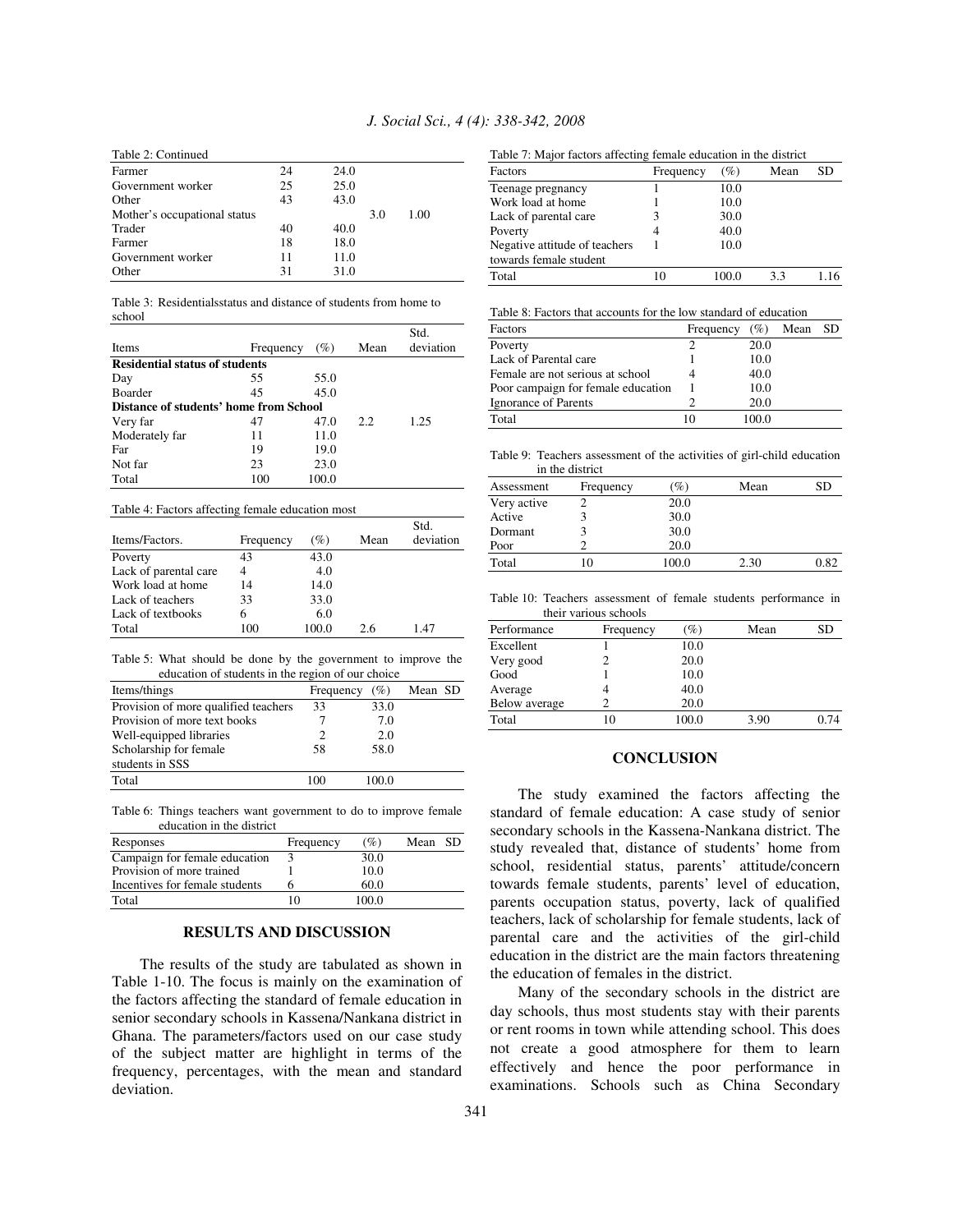Table 2: Continued

| | | | | |
|---|---|---|---|---|
| Farmer | 24 | 24.0 | | |
| Government worker | 25 | 25.0 | | |
| Other | 43 | 43.0 | | |
| Mother's occupational status | | | 3.0 | 1.00 |
| Trader | 40 | 40.0 | | |
| Farmer | 18 | 18.0 | | |
| Government worker | 11 | 11.0 | | |
| Other | 31 | 31.0 | | |

Table 3: Residentialsstatus and distance of students from home to school

| Items | Frequency | (%) | Mean | Std. deviation |
|---|---|---|---|---|
| **Residential status of students** | | | | |
| Day | 55 | 55.0 | | |
| Boarder | 45 | 45.0 | | |
| **Distance of students' home from School** | | | | |
| Very far | 47 | 47.0 | 2.2 | 1.25 |
| Moderately far | 11 | 11.0 | | |
| Far | 19 | 19.0 | | |
| Not far | 23 | 23.0 | | |
| Total | 100 | 100.0 | | |

Table 4: Factors affecting female education most

| Items/Factors. | Frequency | (%) | Mean | Std. deviation |
|---|---|---|---|---|
| Poverty | 43 | 43.0 | | |
| Lack of parental care | 4 | 4.0 | | |
| Work load at home | 14 | 14.0 | | |
| Lack of teachers | 33 | 33.0 | | |
| Lack of textbooks | 6 | 6.0 | | |
| Total | 100 | 100.0 | 2.6 | 1.47 |

Table 5: What should be done by the government to improve the education of students in the region of our choice

| Items/things | Frequency | (%) | Mean | SD |
|---|---|---|---|---|
| Provision of more qualified teachers | 33 | 33.0 | | |
| Provision of more text books | 7 | 7.0 | | |
| Well-equipped libraries | 2 | 2.0 | | |
| Scholarship for female students in SSS | 58 | 58.0 | | |
| Total | 100 | 100.0 | | |

Table 6: Things teachers want government to do to improve female education in the district

| Responses | Frequency | (%) | Mean | SD |
|---|---|---|---|---|
| Campaign for female education | 3 | 30.0 | | |
| Provision of more trained | 1 | 10.0 | | |
| Incentives for female students | 6 | 60.0 | | |
| Total | 10 | 100.0 | | |

## RESULTS AND DISCUSSION

The results of the study are tabulated as shown in Table 1-10. The focus is mainly on the examination of the factors affecting the standard of female education in senior secondary schools in Kassena/Nankana district in Ghana. The parameters/factors used on our case study of the subject matter are highlight in terms of the frequency, percentages, with the mean and standard deviation.

Table 7: Major factors affecting female education in the district

| Factors | Frequency | (%) | Mean | SD |
|---|---|---|---|---|
| Teenage pregnancy | 1 | 10.0 | | |
| Work load at home | 1 | 10.0 | | |
| Lack of parental care | 3 | 30.0 | | |
| Poverty | 4 | 40.0 | | |
| Negative attitude of teachers towards female student | 1 | 10.0 | | |
| Total | 10 | 100.0 | 3.3 | 1.16 |

Table 8: Factors that accounts for the low standard of education

| Factors | Frequency | (%) | Mean | SD |
|---|---|---|---|---|
| Poverty | 2 | 20.0 | | |
| Lack of Parental care | 1 | 10.0 | | |
| Female are not serious at school | 4 | 40.0 | | |
| Poor campaign for female education | 1 | 10.0 | | |
| Ignorance of Parents | 2 | 20.0 | | |
| Total | 10 | 100.0 | | |

Table 9: Teachers assessment of the activities of girl-child education in the district

| Assessment | Frequency | (%) | Mean | SD |
|---|---|---|---|---|
| Very active | 2 | 20.0 | | |
| Active | 3 | 30.0 | | |
| Dormant | 3 | 30.0 | | |
| Poor | 2 | 20.0 | | |
| Total | 10 | 100.0 | 2.30 | 0.82 |

Table 10: Teachers assessment of female students performance in their various schools

| Performance | Frequency | (%) | Mean | SD |
|---|---|---|---|---|
| Excellent | 1 | 10.0 | | |
| Very good | 2 | 20.0 | | |
| Good | 1 | 10.0 | | |
| Average | 4 | 40.0 | | |
| Below average | 2 | 20.0 | | |
| Total | 10 | 100.0 | 3.90 | 0.74 |

## CONCLUSION

The study examined the factors affecting the standard of female education: A case study of senior secondary schools in the Kassena-Nankana district. The study revealed that, distance of students' home from school, residential status, parents' attitude/concern towards female students, parents' level of education, parents occupation status, poverty, lack of qualified teachers, lack of scholarship for female students, lack of parental care and the activities of the girl-child education in the district are the main factors threatening the education of females in the district.

Many of the secondary schools in the district are day schools, thus most students stay with their parents or rent rooms in town while attending school. This does not create a good atmosphere for them to learn effectively and hence the poor performance in examinations. Schools such as China Secondary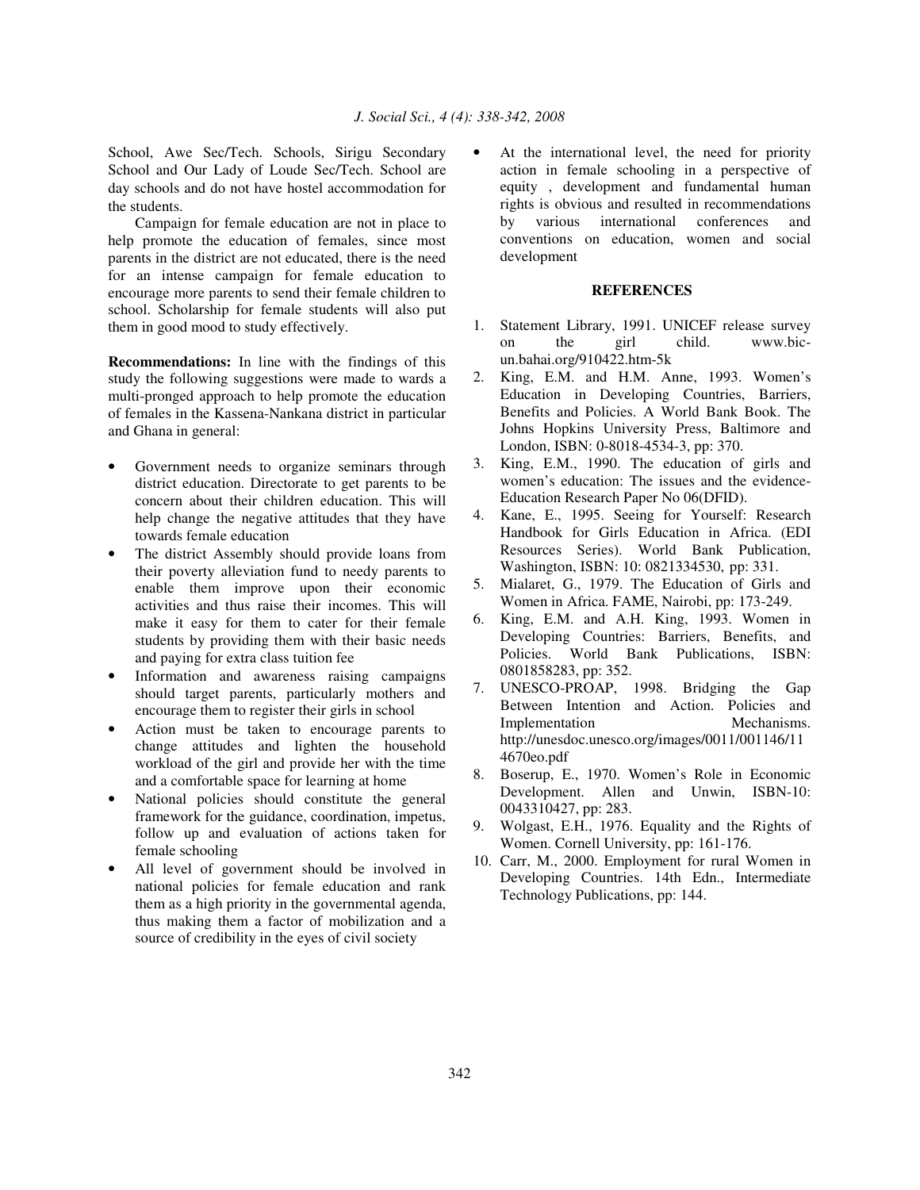School, Awe Sec/Tech. Schools, Sirigu Secondary School and Our Lady of Loude Sec/Tech. School are day schools and do not have hostel accommodation for the students.

Campaign for female education are not in place to help promote the education of females, since most parents in the district are not educated, there is the need for an intense campaign for female education to encourage more parents to send their female children to school. Scholarship for female students will also put them in good mood to study effectively.

**Recommendations:** In line with the findings of this study the following suggestions were made to wards a multi-pronged approach to help promote the education of females in the Kassena-Nankana district in particular and Ghana in general:

- Government needs to organize seminars through district education. Directorate to get parents to be concern about their children education. This will help change the negative attitudes that they have towards female education
- The district Assembly should provide loans from their poverty alleviation fund to needy parents to enable them improve upon their economic activities and thus raise their incomes. This will make it easy for them to cater for their female students by providing them with their basic needs and paying for extra class tuition fee
- Information and awareness raising campaigns should target parents, particularly mothers and encourage them to register their girls in school
- Action must be taken to encourage parents to change attitudes and lighten the household workload of the girl and provide her with the time and a comfortable space for learning at home
- National policies should constitute the general framework for the guidance, coordination, impetus, follow up and evaluation of actions taken for female schooling
- All level of government should be involved in national policies for female education and rank them as a high priority in the governmental agenda, thus making them a factor of mobilization and a source of credibility in the eyes of civil society
- At the international level, the need for priority action in female schooling in a perspective of equity , development and fundamental human rights is obvious and resulted in recommendations by various international conferences and conventions on education, women and social development

## REFERENCES

1. Statement Library, 1991. UNICEF release survey on the girl child. www.bic-un.bahai.org/910422.htm-5k
2. King, E.M. and H.M. Anne, 1993. Women's Education in Developing Countries, Barriers, Benefits and Policies. A World Bank Book. The Johns Hopkins University Press, Baltimore and London, ISBN: 0-8018-4534-3, pp: 370.
3. King, E.M., 1990. The education of girls and women's education: The issues and the evidence- Education Research Paper No 06(DFID).
4. Kane, E., 1995. Seeing for Yourself: Research Handbook for Girls Education in Africa. (EDI Resources Series). World Bank Publication, Washington, ISBN: 10: 0821334530, pp: 331.
5. Mialaret, G., 1979. The Education of Girls and Women in Africa. FAME, Nairobi, pp: 173-249.
6. King, E.M. and A.H. King, 1993. Women in Developing Countries: Barriers, Benefits, and Policies. World Bank Publications, ISBN: 0801858283, pp: 352.
7. UNESCO-PROAP, 1998. Bridging the Gap Between Intention and Action. Policies and Implementation Mechanisms. http://unesdoc.unesco.org/images/0011/001146/114670eo.pdf
8. Boserup, E., 1970. Women's Role in Economic Development. Allen and Unwin, ISBN-10: 0043310427, pp: 283.
9. Wolgast, E.H., 1976. Equality and the Rights of Women. Cornell University, pp: 161-176.
10. Carr, M., 2000. Employment for rural Women in Developing Countries. 14th Edn., Intermediate Technology Publications, pp: 144.